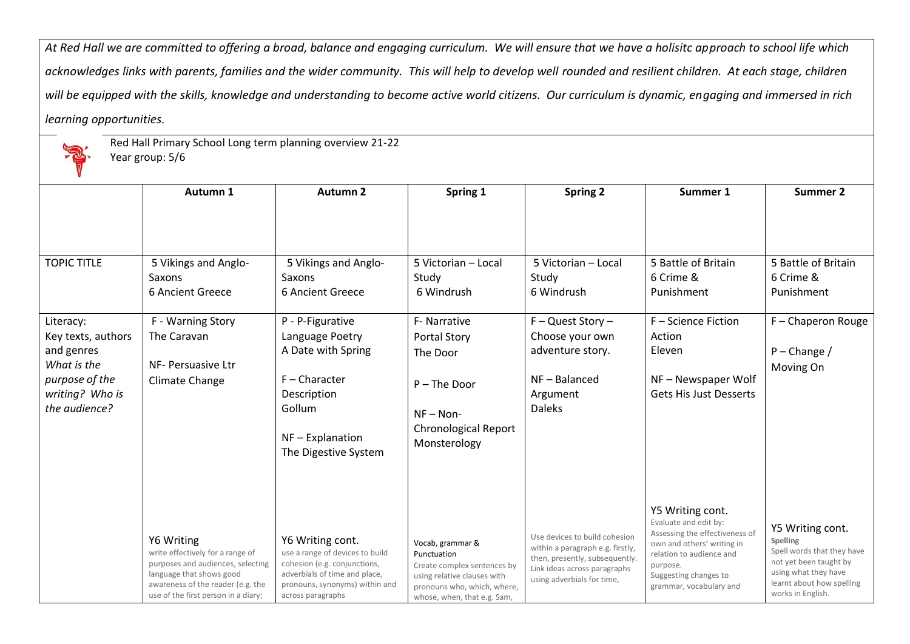*At Red Hall we are committed to offering a broad, balance and engaging curriculum. We will ensure that we have a holisitc approach to school life which acknowledges links with parents, families and the wider community. This will help to develop well rounded and resilient children. At each stage, children will be equipped with the skills, knowledge and understanding to become active world citizens. Our curriculum is dynamic, engaging and immersed in rich learning opportunities.*

Red Hall Primary School Long term planning overview 21-22
Year group: 5/6

| | Autumn 1 | Autumn 2 | Spring 1 | Spring 2 | Summer 1 | Summer 2 |
|---|---|---|---|---|---|---|
| TOPIC TITLE | 5 Vikings and Anglo-Saxons<br>6 Ancient Greece | 5 Vikings and Anglo-Saxons<br>6 Ancient Greece | 5 Victorian – Local Study<br>6 Windrush | 5 Victorian – Local Study<br>6 Windrush | 5 Battle of Britain<br>6 Crime & Punishment | 5 Battle of Britain<br>6 Crime & Punishment |
| Literacy:<br>Key texts, authors and genres<br>*What is the purpose of the writing? Who is the audience?* | F - Warning Story<br>The Caravan<br><br>NF- Persuasive Ltr<br>Climate Change | P - P-Figurative Language Poetry<br>A Date with Spring<br><br>F – Character Description<br>Gollum<br><br>NF – Explanation<br>The Digestive System | F- Narrative<br>Portal Story<br>The Door<br><br>P – The Door<br><br>NF – Non-Chronological Report<br>Monsterology | F – Quest Story – Choose your own adventure story.<br><br>NF – Balanced Argument<br>Daleks | F – Science Fiction Action<br>Eleven<br><br>NF – Newspaper Wolf Gets His Just Desserts | F – Chaperon Rouge<br><br>P – Change / Moving On |
| | Y6 Writing<br>write effectively for a range of purposes and audiences, selecting language that shows good awareness of the reader (e.g. the use of the first person in a diary; | Y6 Writing cont.<br>use a range of devices to build cohesion (e.g. conjunctions, adverbials of time and place, pronouns, synonyms) within and across paragraphs | Vocab, grammar & Punctuation<br>Create complex sentences by using relative clauses with pronouns who, which, where, whose, when, that e.g. Sam, | Use devices to build cohesion within a paragraph e.g. firstly, then, presently, subsequently. Link ideas across paragraphs using adverbials for time, | Y5 Writing cont.<br>Evaluate and edit by:<br>Assessing the effectiveness of own and others' writing in relation to audience and purpose.<br>Suggesting changes to grammar, vocabulary and | Y5 Writing cont.<br>**Spelling**<br>Spell words that they have not yet been taught by using what they have learnt about how spelling works in English. |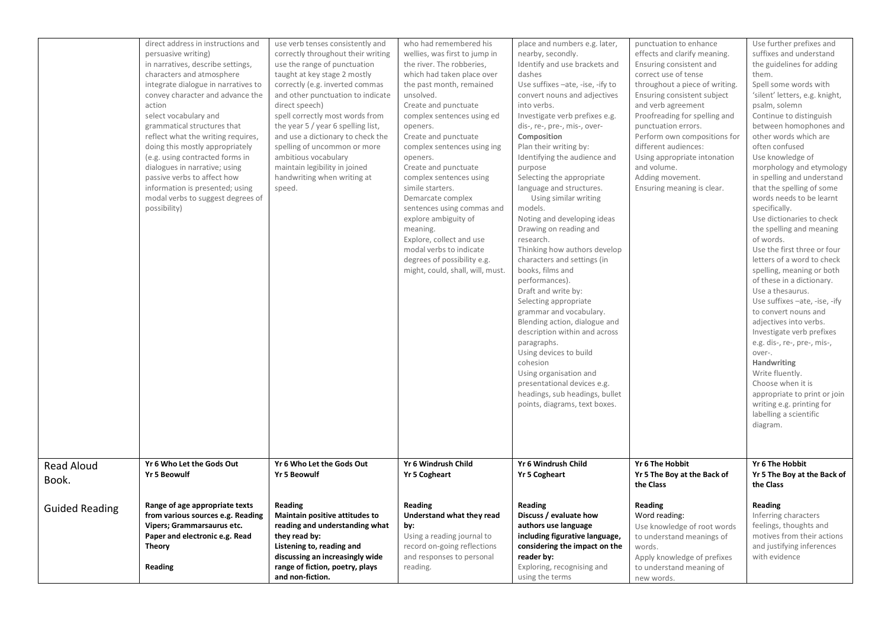| | | | | | | |
|---|---|---|---|---|---|---|
| | direct address in instructions and persuasive writing)<br>in narratives, describe settings, characters and atmosphere<br>integrate dialogue in narratives to convey character and advance the action<br>select vocabulary and grammatical structures that reflect what the writing requires, doing this mostly appropriately (e.g. using contracted forms in dialogues in narrative; using passive verbs to affect how information is presented; using modal verbs to suggest degrees of possibility) | use verb tenses consistently and correctly throughout their writing<br>use the range of punctuation taught at key stage 2 mostly correctly (e.g. inverted commas and other punctuation to indicate direct speech)<br>spell correctly most words from the year 5 / year 6 spelling list, and use a dictionary to check the spelling of uncommon or more ambitious vocabulary<br>maintain legibility in joined handwriting when writing at speed. | who had remembered his wellies, was first to jump in the river. The robberies, which had taken place over the past month, remained unsolved.<br>Create and punctuate complex sentences using ed openers.<br>Create and punctuate complex sentences using ing openers.<br>Create and punctuate complex sentences using simile starters.<br>Demarcate complex sentences using commas and explore ambiguity of meaning.<br>Explore, collect and use modal verbs to indicate degrees of possibility e.g. might, could, shall, will, must. | place and numbers e.g. later, nearby, secondly.<br>Identify and use brackets and dashes<br>Use suffixes –ate, -ise, -ify to convert nouns and adjectives into verbs.<br>Investigate verb prefixes e.g. dis-, re-, pre-, mis-, over-<br>**Composition**<br>Plan their writing by:<br>Identifying the audience and purpose<br>Selecting the appropriate language and structures.<br>Using similar writing models.<br>Noting and developing ideas<br>Drawing on reading and research.<br>Thinking how authors develop characters and settings (in books, films and performances).<br>Draft and write by:<br>Selecting appropriate grammar and vocabulary.<br>Blending action, dialogue and description within and across paragraphs.<br>Using devices to build cohesion<br>Using organisation and presentational devices e.g. headings, sub headings, bullet points, diagrams, text boxes. | punctuation to enhance effects and clarify meaning.<br>Ensuring consistent and correct use of tense throughout a piece of writing.<br>Ensuring consistent subject and verb agreement<br>Proofreading for spelling and punctuation errors.<br>Perform own compositions for different audiences:<br>Using appropriate intonation and volume.<br>Adding movement.<br>Ensuring meaning is clear. | Use further prefixes and suffixes and understand the guidelines for adding them.<br>Spell some words with 'silent' letters, e.g. knight, psalm, solemn<br>Continue to distinguish between homophones and other words which are often confused<br>Use knowledge of morphology and etymology in spelling and understand that the spelling of some words needs to be learnt specifically.<br>Use dictionaries to check the spelling and meaning of words.<br>Use the first three or four letters of a word to check spelling, meaning or both of these in a dictionary.<br>Use a thesaurus.<br>Use suffixes –ate, -ise, -ify to convert nouns and adjectives into verbs.<br>Investigate verb prefixes e.g. dis-, re-, pre-, mis-, over-.<br>**Handwriting**<br>Write fluently.<br>Choose when it is appropriate to print or join writing e.g. printing for labelling a scientific diagram. |
| Read Aloud Book. | **Yr 6 Who Let the Gods Out**<br>**Yr 5 Beowulf** | **Yr 6 Who Let the Gods Out**<br>**Yr 5 Beowulf** | **Yr 6 Windrush Child**<br>**Yr 5 Cogheart** | **Yr 6 Windrush Child**<br>**Yr 5 Cogheart** | **Yr 6 The Hobbit**<br>**Yr 5 The Boy at the Back of the Class** | **Yr 6 The Hobbit**<br>**Yr 5 The Boy at the Back of the Class** |
| Guided Reading | **Range of age appropriate texts from various sources e.g. Reading Vipers; Grammarsaurus etc. Paper and electronic e.g. Read Theory**<br><br>**Reading** | **Reading**<br>**Maintain positive attitudes to reading and understanding what they read by:**<br>**Listening to, reading and discussing an increasingly wide range of fiction, poetry, plays and non-fiction.** | **Reading**<br>**Understand what they read by:**<br>Using a reading journal to record on-going reflections and responses to personal reading. | **Reading**<br>**Discuss / evaluate how authors use language including figurative language, considering the impact on the reader by:**<br>Exploring, recognising and using the terms | **Reading**<br>Word reading:<br>Use knowledge of root words to understand meanings of words.<br>Apply knowledge of prefixes to understand meaning of new words. | **Reading**<br>Inferring characters feelings, thoughts and motives from their actions and justifying inferences with evidence |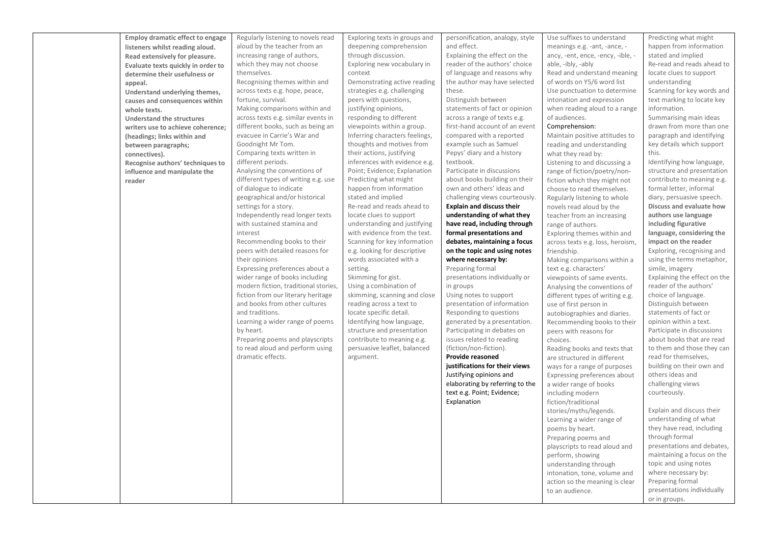| | | | | | | |
|---|---|---|---|---|---|---|
| | **Employ dramatic effect to engage listeners whilst reading aloud.**<br>**Read extensively for pleasure.**<br>**Evaluate texts quickly in order to determine their usefulness or appeal.**<br>**Understand underlying themes, causes and consequences within whole texts.**<br>**Understand the structures writers use to achieve coherence; (headings; links within and between paragraphs; connectives).**<br>**Recognise authors' techniques to influence and manipulate the reader** | Regularly listening to novels read aloud by the teacher from an increasing range of authors, which they may not choose themselves.<br>Recognising themes within and across texts e.g. hope, peace, fortune, survival.<br>Making comparisons within and across texts e.g. similar events in different books, such as being an evacuee in Carrie's War and Goodnight Mr Tom.<br>Comparing texts written in different periods.<br>Analysing the conventions of different types of writing e.g. use of dialogue to indicate geographical and/or historical settings for a story.<br>Independently read longer texts with sustained stamina and interest<br>Recommending books to their peers with detailed reasons for their opinions<br>Expressing preferences about a wider range of books including modern fiction, traditional stories, fiction from our literary heritage and books from other cultures and traditions.<br>Learning a wider range of poems by heart.<br>Preparing poems and playscripts to read aloud and perform using dramatic effects. | Exploring texts in groups and deepening comprehension through discussion.<br>Exploring new vocabulary in context<br>Demonstrating active reading strategies e.g. challenging peers with questions, justifying opinions, responding to different viewpoints within a group.<br>Inferring characters feelings, thoughts and motives from their actions, justifying inferences with evidence e.g. Point; Evidence; Explanation<br>Predicting what might happen from information stated and implied<br>Re-read and reads ahead to locate clues to support understanding and justifying with evidence from the text.<br>Scanning for key information e.g. looking for descriptive words associated with a setting.<br>Skimming for gist.<br>Using a combination of skimming, scanning and close reading across a text to locate specific detail.<br>Identifying how language, structure and presentation contribute to meaning e.g. persuasive leaflet, balanced argument. | personification, analogy, style and effect.<br>Explaining the effect on the reader of the authors' choice of language and reasons why the author may have selected these.<br>Distinguish between statements of fact or opinion across a range of texts e.g. first-hand account of an event compared with a reported example such as Samuel Pepys' diary and a history textbook.<br>Participate in discussions about books building on their own and others' ideas and challenging views courteously.<br>**Explain and discuss their understanding of what they have read, including through formal presentations and debates, maintaining a focus on the topic and using notes where necessary by:**<br>Preparing formal presentations individually or in groups<br>Using notes to support presentation of information<br>Responding to questions generated by a presentation.<br>Participating in debates on issues related to reading (fiction/non-fiction).<br>**Provide reasoned justifications for their views**<br>Justifying opinions and elaborating by referring to the text e.g. Point; Evidence; Explanation | Use suffixes to understand meanings e.g. -ant, -ance, -ancy, -ent, ence, -ency, -ible, -able, -ibly, -ably<br>Read and understand meaning of words on Y5/6 word list<br>Use punctuation to determine intonation and expression when reading aloud to a range of audiences.<br>Comprehension:<br>Maintain positive attitudes to reading and understanding what they read by:<br>Listening to and discussing a range of fiction/poetry/non-fiction which they might not choose to read themselves.<br>Regularly listening to whole novels read aloud by the teacher from an increasing range of authors.<br>Exploring themes within and across texts e.g. loss, heroism, friendship.<br>Making comparisons within a text e.g. characters' viewpoints of same events.<br>Analysing the conventions of different types of writing e.g. use of first person in autobiographies and diaries.<br>Recommending books to their peers with reasons for choices.<br>Reading books and texts that are structured in different ways for a range of purposes<br>Expressing preferences about a wider range of books including modern fiction/traditional stories/myths/legends.<br>Learning a wider range of poems by heart.<br>Preparing poems and playscripts to read aloud and perform, showing understanding through intonation, tone, volume and action so the meaning is clear to an audience. | Predicting what might happen from information stated and implied<br>Re-read and reads ahead to locate clues to support understanding<br>Scanning for key words and text marking to locate key information.<br>Summarising main ideas drawn from more than one paragraph and identifying key details which support this.<br>Identifying how language, structure and presentation contribute to meaning e.g. formal letter, informal diary, persuasive speech.<br>**Discuss and evaluate how authors use language including figurative language, considering the impact on the reader**<br>Exploring, recognising and using the terms metaphor, simile, imagery<br>Explaining the effect on the reader of the authors' choice of language.<br>Distinguish between statements of fact or opinion within a text.<br>Participate in discussions about books that are read to them and those they can read for themselves, building on their own and others ideas and challenging views courteously.<br><br>Explain and discuss their understanding of what they have read, including through formal presentations and debates, maintaining a focus on the topic and using notes where necessary by:<br>Preparing formal presentations individually or in groups. |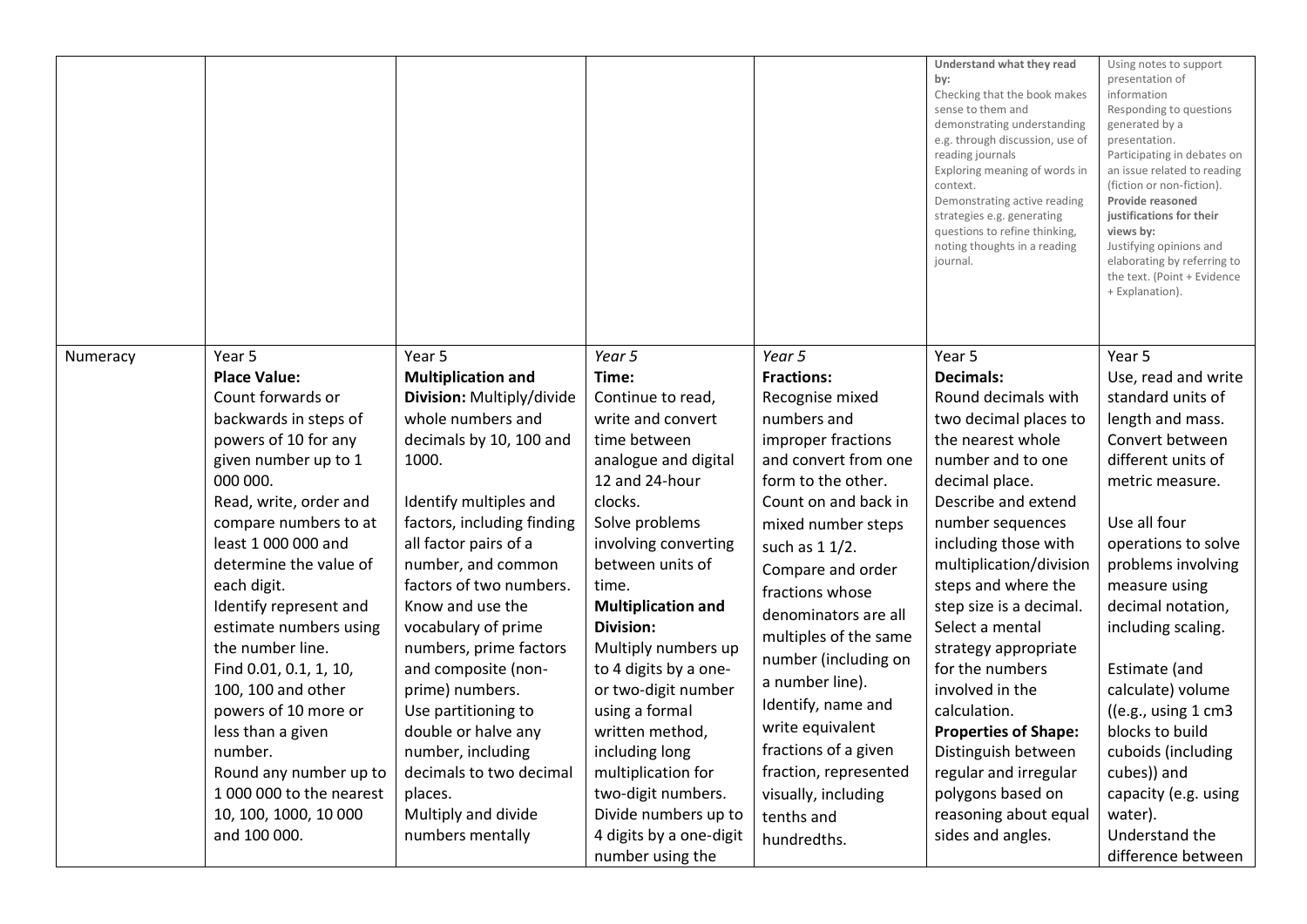| | | | | | | | |
|---|---|---|---|---|---|---|---|
| | | | | | | **Understand what they read by:**<br>Checking that the book makes sense to them and demonstrating understanding e.g. through discussion, use of reading journals<br>Exploring meaning of words in context.<br>Demonstrating active reading strategies e.g. generating questions to refine thinking, noting thoughts in a reading journal. | Using notes to support presentation of information<br>Responding to questions generated by a presentation.<br>Participating in debates on an issue related to reading (fiction or non-fiction).<br>**Provide reasoned justifications for their views by:**<br>Justifying opinions and elaborating by referring to the text. (Point + Evidence + Explanation). |
| Numeracy | Year 5<br>**Place Value:**<br>Count forwards or backwards in steps of powers of 10 for any given number up to 1 000 000.<br>Read, write, order and compare numbers to at least 1 000 000 and determine the value of each digit.<br>Identify represent and estimate numbers using the number line.<br>Find 0.01, 0.1, 1, 10, 100, 100 and other powers of 10 more or less than a given number.<br>Round any number up to 1 000 000 to the nearest 10, 100, 1000, 10 000 and 100 000. | Year 5<br>**Multiplication and Division:** Multiply/divide whole numbers and decimals by 10, 100 and 1000.<br><br>Identify multiples and factors, including finding all factor pairs of a number, and common factors of two numbers.<br>Know and use the vocabulary of prime numbers, prime factors and composite (non-prime) numbers.<br>Use partitioning to double or halve any number, including decimals to two decimal places.<br>Multiply and divide numbers mentally | *Year 5*<br>**Time:**<br>Continue to read, write and convert time between analogue and digital 12 and 24-hour clocks.<br>Solve problems involving converting between units of time.<br>**Multiplication and Division:**<br>Multiply numbers up to 4 digits by a one- or two-digit number using a formal written method, including long multiplication for two-digit numbers.<br>Divide numbers up to 4 digits by a one-digit number using the | *Year 5*<br>**Fractions:**<br>Recognise mixed numbers and improper fractions and convert from one form to the other.<br>Count on and back in mixed number steps such as 1 1/2.<br>Compare and order fractions whose denominators are all multiples of the same number (including on a number line).<br>Identify, name and write equivalent fractions of a given fraction, represented visually, including tenths and hundredths. | Year 5<br>**Decimals:**<br>Round decimals with two decimal places to the nearest whole number and to one decimal place.<br>Describe and extend number sequences including those with multiplication/division steps and where the step size is a decimal.<br>Select a mental strategy appropriate for the numbers involved in the calculation.<br>**Properties of Shape:**<br>Distinguish between regular and irregular polygons based on reasoning about equal sides and angles. | Year 5<br>Use, read and write standard units of length and mass. Convert between different units of metric measure.<br><br>Use all four operations to solve problems involving measure using decimal notation, including scaling.<br><br>Estimate (and calculate) volume ((e.g., using 1 cm3 blocks to build cuboids (including cubes)) and capacity (e.g. using water).<br>Understand the difference between |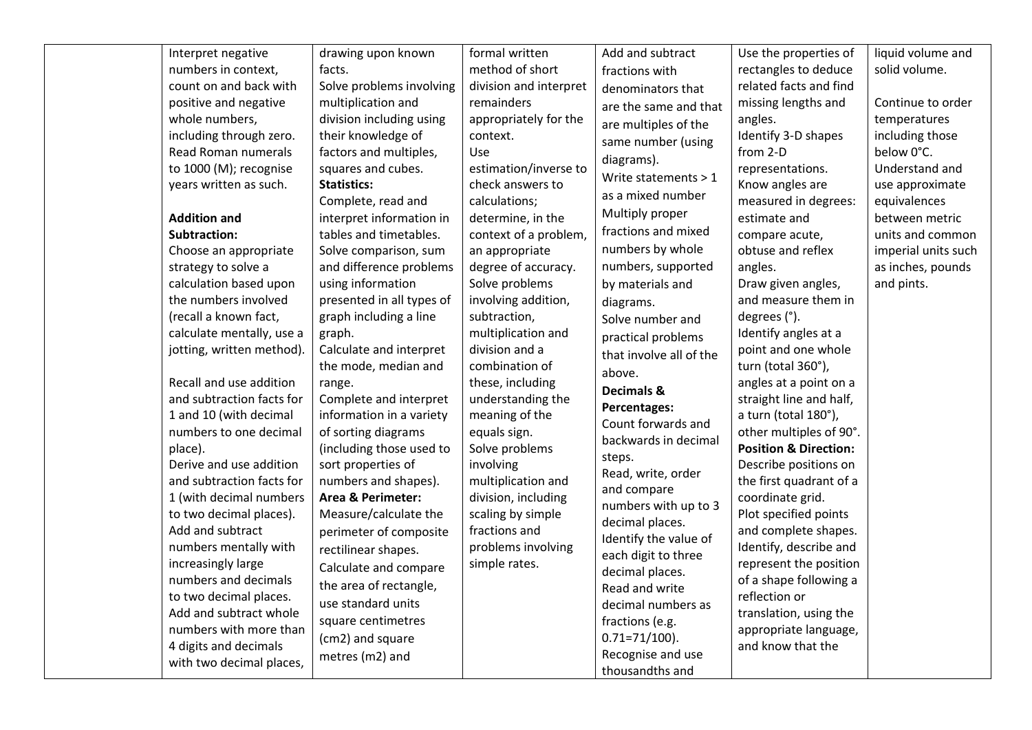| | | | | | | |
|---|---|---|---|---|---|---|
| | Interpret negative numbers in context, count on and back with positive and negative whole numbers, including through zero.<br>Read Roman numerals to 1000 (M); recognise years written as such.<br><br>**Addition and Subtraction:**<br>Choose an appropriate strategy to solve a calculation based upon the numbers involved (recall a known fact, calculate mentally, use a jotting, written method).<br><br>Recall and use addition and subtraction facts for 1 and 10 (with decimal numbers to one decimal place).<br>Derive and use addition and subtraction facts for 1 (with decimal numbers to two decimal places).<br>Add and subtract numbers mentally with increasingly large numbers and decimals to two decimal places.<br>Add and subtract whole numbers with more than 4 digits and decimals with two decimal places, | drawing upon known facts.<br>Solve problems involving multiplication and division including using their knowledge of factors and multiples, squares and cubes.<br>**Statistics:**<br>Complete, read and interpret information in tables and timetables.<br>Solve comparison, sum and difference problems using information presented in all types of graph including a line graph.<br>Calculate and interpret the mode, median and range.<br>Complete and interpret information in a variety of sorting diagrams (including those used to sort properties of numbers and shapes).<br>**Area & Perimeter:**<br>Measure/calculate the perimeter of composite rectilinear shapes.<br>Calculate and compare the area of rectangle, use standard units square centimetres (cm2) and square metres (m2) and | formal written method of short division and interpret remainders appropriately for the context.<br>Use estimation/inverse to check answers to calculations; determine, in the context of a problem, an appropriate degree of accuracy.<br>Solve problems involving addition, subtraction, multiplication and division and a combination of these, including understanding the meaning of the equals sign.<br>Solve problems involving multiplication and division, including scaling by simple fractions and problems involving simple rates. | Add and subtract fractions with denominators that are the same and that are multiples of the same number (using diagrams).<br>Write statements > 1 as a mixed number<br>Multiply proper fractions and mixed numbers by whole numbers, supported by materials and diagrams.<br>Solve number and practical problems that involve all of the above.<br>**Decimals & Percentages:**<br>Count forwards and backwards in decimal steps.<br>Read, write, order and compare numbers with up to 3 decimal places.<br>Identify the value of each digit to three decimal places.<br>Read and write decimal numbers as fractions (e.g. 0.71=71/100).<br>Recognise and use thousandths and | Use the properties of rectangles to deduce related facts and find missing lengths and angles.<br>Identify 3-D shapes from 2-D representations.<br>Know angles are measured in degrees: estimate and compare acute, obtuse and reflex angles.<br>Draw given angles, and measure them in degrees (°).<br>Identify angles at a point and one whole turn (total 360°), angles at a point on a straight line and half, a turn (total 180°), other multiples of 90°.<br>**Position & Direction:**<br>Describe positions on the first quadrant of a coordinate grid.<br>Plot specified points and complete shapes.<br>Identify, describe and represent the position of a shape following a reflection or translation, using the appropriate language, and know that the | liquid volume and solid volume.<br><br>Continue to order temperatures including those below 0°C.<br>Understand and use approximate equivalences between metric units and common imperial units such as inches, pounds and pints. |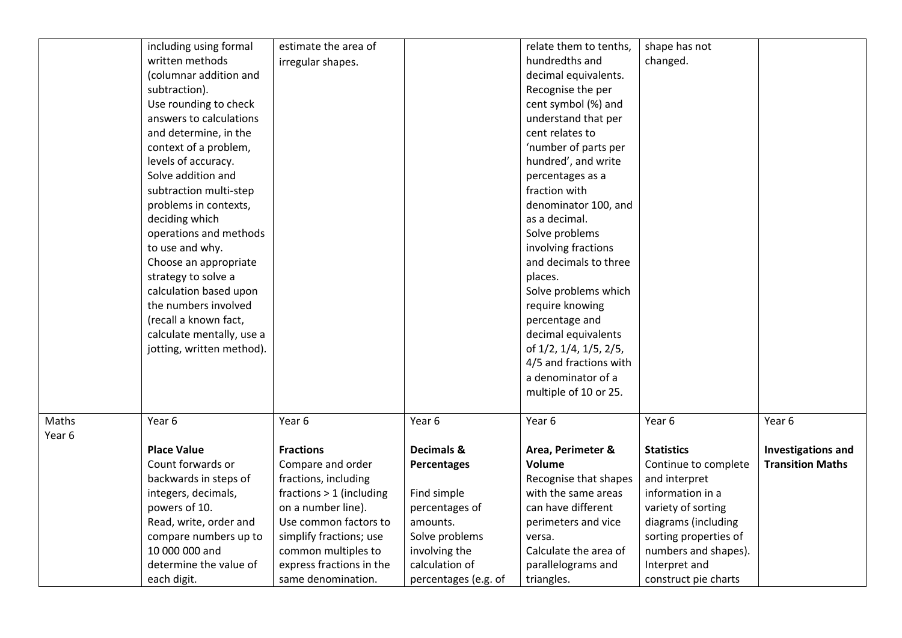| | | | | | | |
|---|---|---|---|---|---|---|
| | including using formal written methods (columnar addition and subtraction).<br>Use rounding to check answers to calculations and determine, in the context of a problem, levels of accuracy.<br>Solve addition and subtraction multi-step problems in contexts, deciding which operations and methods to use and why.<br>Choose an appropriate strategy to solve a calculation based upon the numbers involved (recall a known fact, calculate mentally, use a jotting, written method). | estimate the area of irregular shapes. | | relate them to tenths, hundredths and decimal equivalents.<br>Recognise the per cent symbol (%) and understand that per cent relates to 'number of parts per hundred', and write percentages as a fraction with denominator 100, and as a decimal.<br>Solve problems involving fractions and decimals to three places.<br>Solve problems which require knowing percentage and decimal equivalents of 1/2, 1/4, 1/5, 2/5, 4/5 and fractions with a denominator of a multiple of 10 or 25. | shape has not changed. | |
| Maths<br>Year 6 | Year 6<br><br>**Place Value**<br>Count forwards or backwards in steps of integers, decimals, powers of 10.<br>Read, write, order and compare numbers up to 10 000 000 and determine the value of each digit. | Year 6<br><br>**Fractions**<br>Compare and order fractions, including fractions > 1 (including on a number line).<br>Use common factors to simplify fractions; use common multiples to express fractions in the same denomination. | Year 6<br><br>**Decimals & Percentages**<br><br>Find simple percentages of amounts.<br>Solve problems involving the calculation of percentages (e.g. of | Year 6<br><br>**Area, Perimeter & Volume**<br>Recognise that shapes with the same areas can have different perimeters and vice versa.<br>Calculate the area of parallelograms and triangles. | Year 6<br><br>**Statistics**<br>Continue to complete and interpret information in a variety of sorting diagrams (including sorting properties of numbers and shapes).<br>Interpret and construct pie charts | Year 6<br><br>**Investigations and Transition Maths** |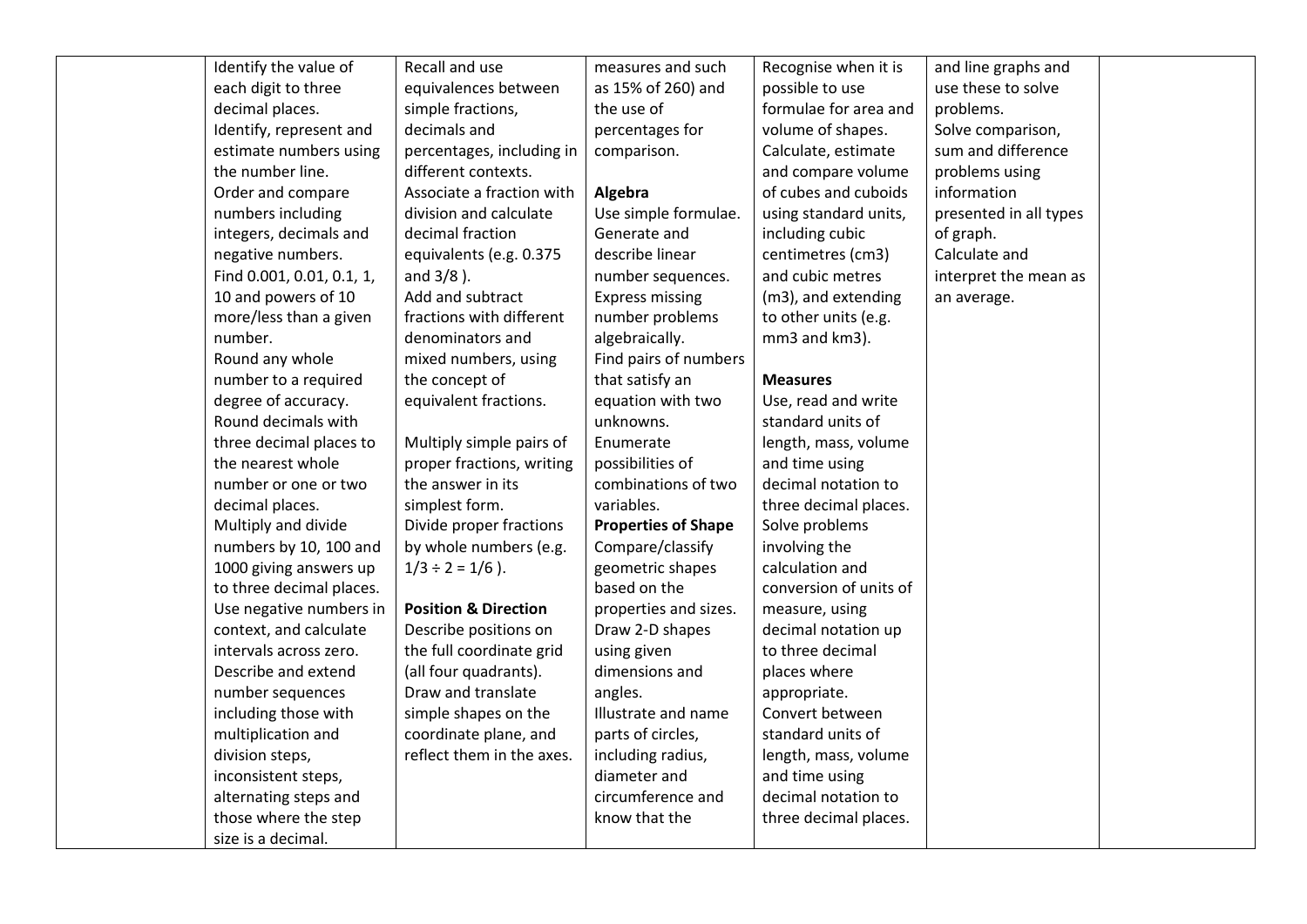| | | | | | | |
|---|---|---|---|---|---|---|
| | Identify the value of each digit to three decimal places.<br>Identify, represent and estimate numbers using the number line.<br>Order and compare numbers including integers, decimals and negative numbers.<br>Find 0.001, 0.01, 0.1, 1, 10 and powers of 10 more/less than a given number.<br>Round any whole number to a required degree of accuracy.<br>Round decimals with three decimal places to the nearest whole number or one or two decimal places.<br>Multiply and divide numbers by 10, 100 and 1000 giving answers up to three decimal places.<br>Use negative numbers in context, and calculate intervals across zero.<br>Describe and extend number sequences including those with multiplication and division steps, inconsistent steps, alternating steps and those where the step size is a decimal. | Recall and use equivalences between simple fractions, decimals and percentages, including in different contexts.<br>Associate a fraction with division and calculate decimal fraction equivalents (e.g. 0.375 and 3/8 ).<br>Add and subtract fractions with different denominators and mixed numbers, using the concept of equivalent fractions.<br><br>Multiply simple pairs of proper fractions, writing the answer in its simplest form.<br>Divide proper fractions by whole numbers (e.g. $1/3 \div 2 = 1/6$ ).<br><br>**Position & Direction**<br>Describe positions on the full coordinate grid (all four quadrants).<br>Draw and translate simple shapes on the coordinate plane, and reflect them in the axes. | measures and such as 15% of 260) and the use of percentages for comparison.<br><br>**Algebra**<br>Use simple formulae.<br>Generate and describe linear number sequences.<br>Express missing number problems algebraically.<br>Find pairs of numbers that satisfy an equation with two unknowns.<br>Enumerate possibilities of combinations of two variables.<br>**Properties of Shape**<br>Compare/classify geometric shapes based on the properties and sizes.<br>Draw 2-D shapes using given dimensions and angles.<br>Illustrate and name parts of circles, including radius, diameter and circumference and know that the | Recognise when it is possible to use formulae for area and volume of shapes.<br>Calculate, estimate and compare volume of cubes and cuboids using standard units, including cubic centimetres (cm3) and cubic metres (m3), and extending to other units (e.g. mm3 and km3).<br><br>**Measures**<br>Use, read and write standard units of length, mass, volume and time using decimal notation to three decimal places.<br>Solve problems involving the calculation and conversion of units of measure, using decimal notation up to three decimal places where appropriate.<br>Convert between standard units of length, mass, volume and time using decimal notation to three decimal places. | and line graphs and use these to solve problems.<br>Solve comparison, sum and difference problems using information presented in all types of graph.<br>Calculate and interpret the mean as an average. | |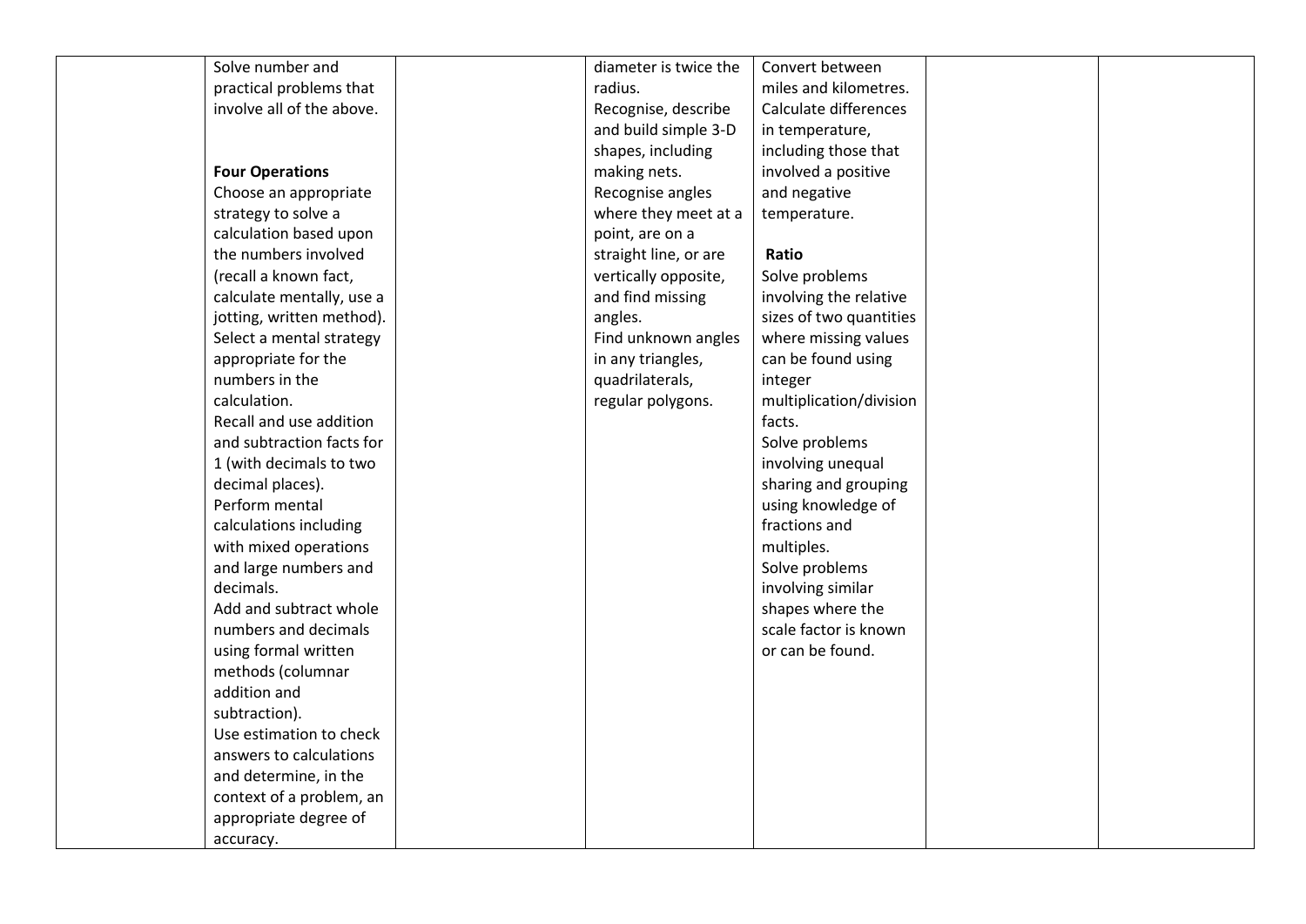| | | | | | | |
|---|---|---|---|---|---|---|
| | Solve number and practical problems that involve all of the above.<br><br>**Four Operations**<br>Choose an appropriate strategy to solve a calculation based upon the numbers involved (recall a known fact, calculate mentally, use a jotting, written method).<br>Select a mental strategy appropriate for the numbers in the calculation.<br>Recall and use addition and subtraction facts for 1 (with decimals to two decimal places).<br>Perform mental calculations including with mixed operations and large numbers and decimals.<br>Add and subtract whole numbers and decimals using formal written methods (columnar addition and subtraction).<br>Use estimation to check answers to calculations and determine, in the context of a problem, an appropriate degree of accuracy. | | diameter is twice the radius.<br>Recognise, describe and build simple 3-D shapes, including making nets.<br>Recognise angles where they meet at a point, are on a straight line, or are vertically opposite, and find missing angles.<br>Find unknown angles in any triangles, quadrilaterals, regular polygons. | Convert between miles and kilometres.<br>Calculate differences in temperature, including those that involved a positive and negative temperature.<br><br>**Ratio**<br>Solve problems involving the relative sizes of two quantities where missing values can be found using integer multiplication/division facts.<br>Solve problems involving unequal sharing and grouping using knowledge of fractions and multiples.<br>Solve problems involving similar shapes where the scale factor is known or can be found. | | |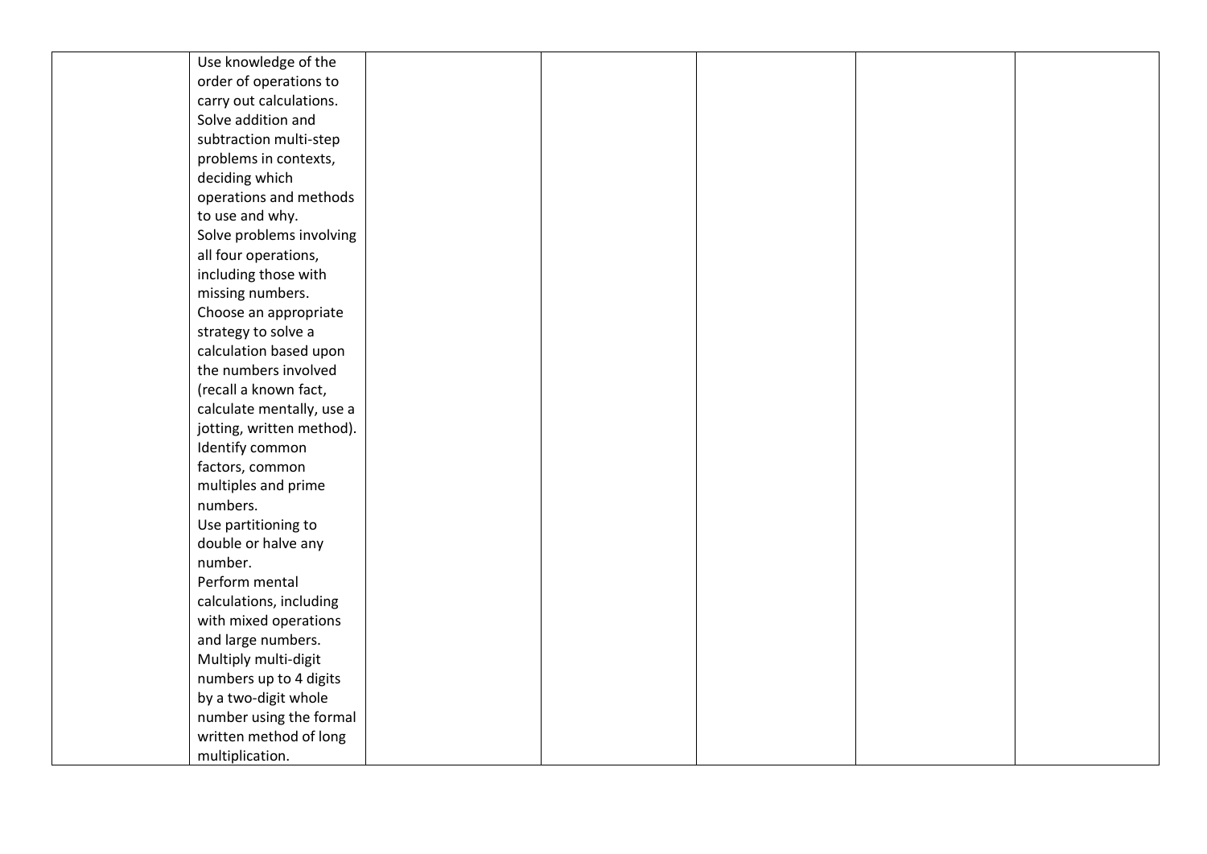|  |  |  |  |  |  |  |
|---|---|---|---|---|---|---|
|  | Use knowledge of the order of operations to carry out calculations.<br>Solve addition and subtraction multi-step problems in contexts, deciding which operations and methods to use and why.<br>Solve problems involving all four operations, including those with missing numbers.<br>Choose an appropriate strategy to solve a calculation based upon the numbers involved (recall a known fact, calculate mentally, use a jotting, written method).<br>Identify common factors, common multiples and prime numbers.<br>Use partitioning to double or halve any number.<br>Perform mental calculations, including with mixed operations and large numbers.<br>Multiply multi-digit numbers up to 4 digits by a two-digit whole number using the formal written method of long multiplication. |  |  |  |  |  |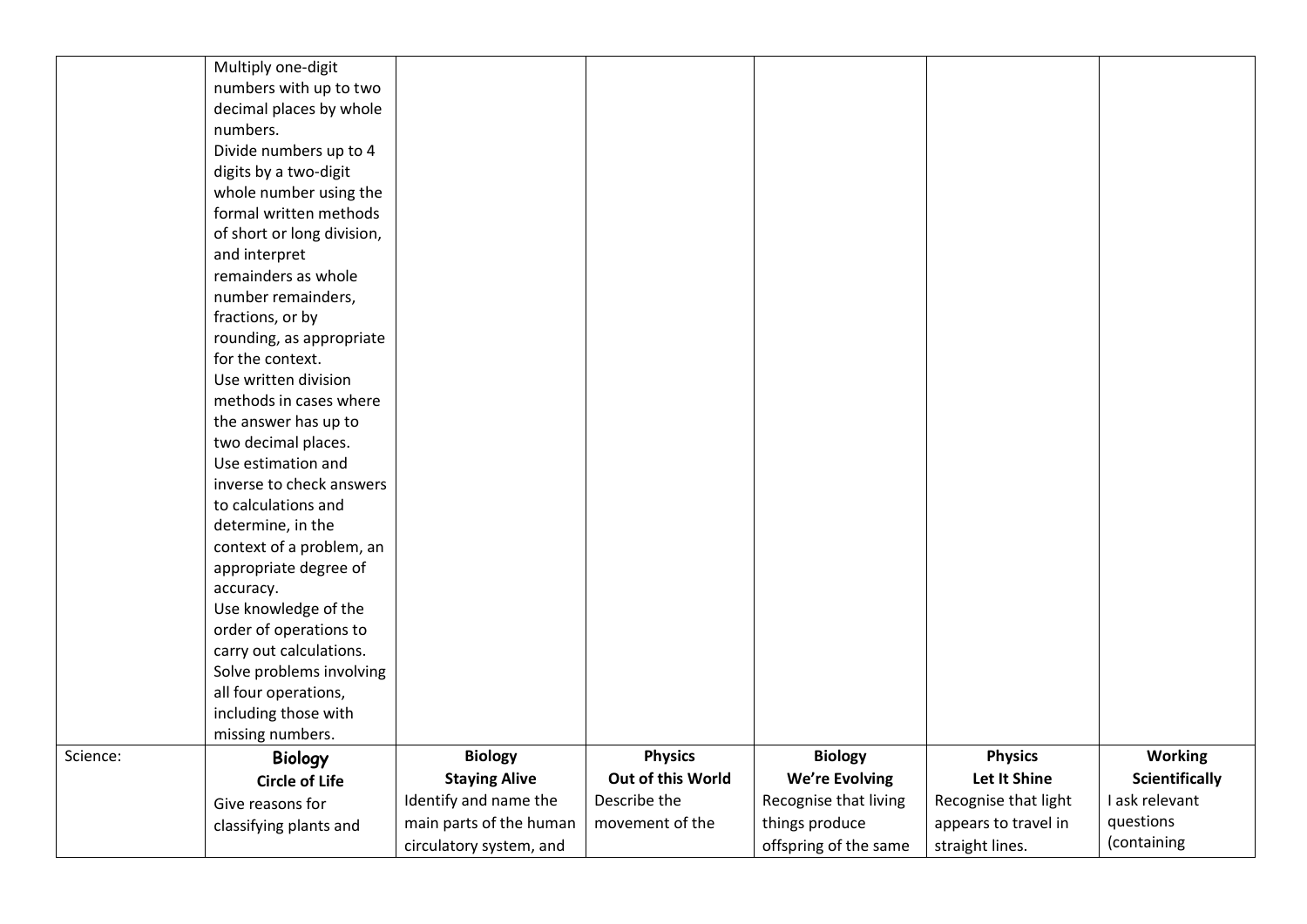| | | | | | | |
|---|---|---|---|---|---|---|
| | Multiply one-digit numbers with up to two decimal places by whole numbers. Divide numbers up to 4 digits by a two-digit whole number using the formal written methods of short or long division, and interpret remainders as whole number remainders, fractions, or by rounding, as appropriate for the context. Use written division methods in cases where the answer has up to two decimal places. Use estimation and inverse to check answers to calculations and determine, in the context of a problem, an appropriate degree of accuracy. Use knowledge of the order of operations to carry out calculations. Solve problems involving all four operations, including those with missing numbers. | | | | | |
| Science: | **Biology** **Circle of Life** Give reasons for classifying plants and | **Biology** **Staying Alive** Identify and name the main parts of the human circulatory system, and | **Physics** **Out of this World** Describe the movement of the | **Biology** **We're Evolving** Recognise that living things produce offspring of the same | **Physics** **Let It Shine** Recognise that light appears to travel in straight lines. | **Working Scientifically** I ask relevant questions (containing |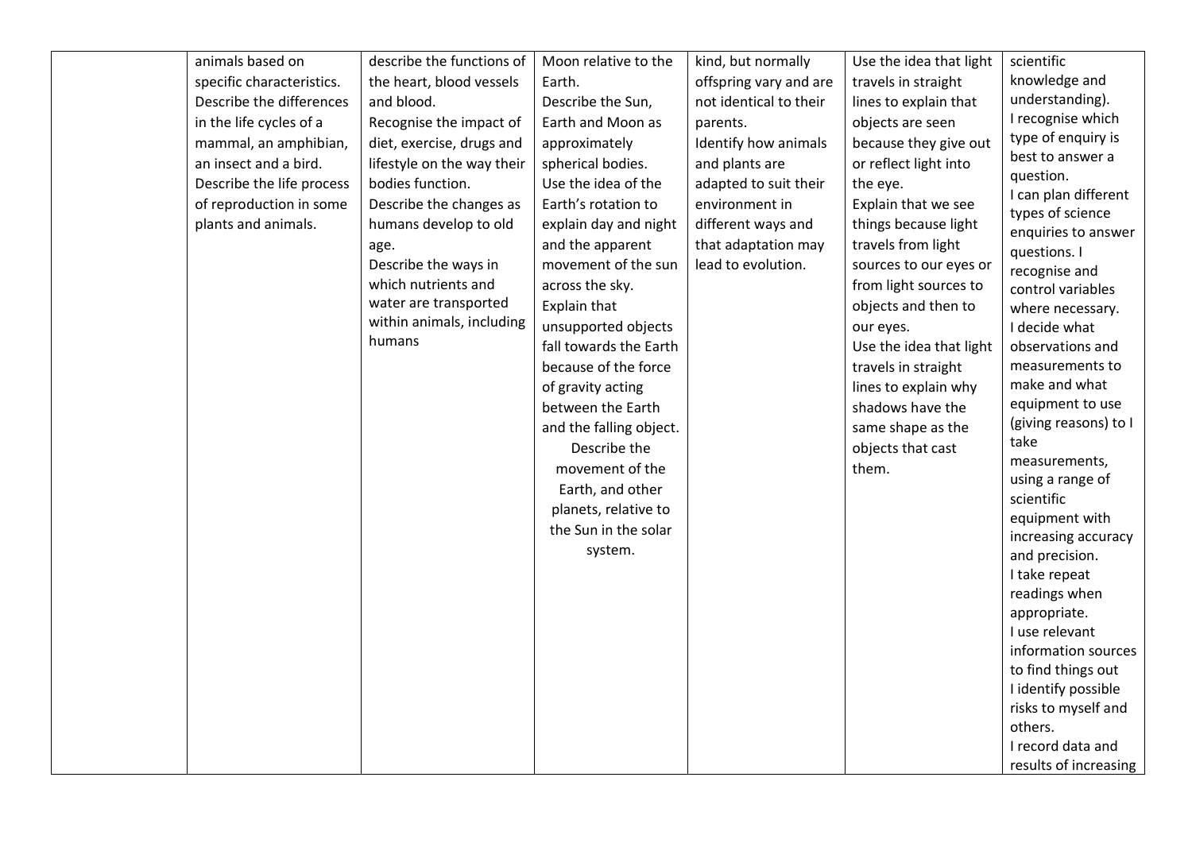|  |  |  |  |  |  |  |
|---|---|---|---|---|---|---|
|  | animals based on specific characteristics.<br>Describe the differences in the life cycles of a mammal, an amphibian, an insect and a bird.<br>Describe the life process of reproduction in some plants and animals. | describe the functions of the heart, blood vessels and blood.<br>Recognise the impact of diet, exercise, drugs and lifestyle on the way their bodies function.<br>Describe the changes as humans develop to old age.<br>Describe the ways in which nutrients and water are transported within animals, including humans | Moon relative to the Earth.<br>Describe the Sun, Earth and Moon as approximately spherical bodies.<br>Use the idea of the Earth's rotation to explain day and night and the apparent movement of the sun across the sky.<br>Explain that unsupported objects fall towards the Earth because of the force of gravity acting between the Earth and the falling object.<br>Describe the movement of the Earth, and other planets, relative to the Sun in the solar system. | kind, but normally offspring vary and are not identical to their parents.<br>Identify how animals and plants are adapted to suit their environment in different ways and that adaptation may lead to evolution. | Use the idea that light travels in straight lines to explain that objects are seen because they give out or reflect light into the eye.<br>Explain that we see things because light travels from light sources to our eyes or from light sources to objects and then to our eyes.<br>Use the idea that light travels in straight lines to explain why shadows have the same shape as the objects that cast them. | scientific knowledge and understanding).<br>I recognise which type of enquiry is best to answer a question.<br>I can plan different types of science enquiries to answer questions. I recognise and control variables where necessary.<br>I decide what observations and measurements to make and what equipment to use (giving reasons) to I take measurements, using a range of scientific equipment with increasing accuracy and precision.<br>I take repeat readings when appropriate.<br>I use relevant information sources to find things out<br>I identify possible risks to myself and others.<br>I record data and results of increasing |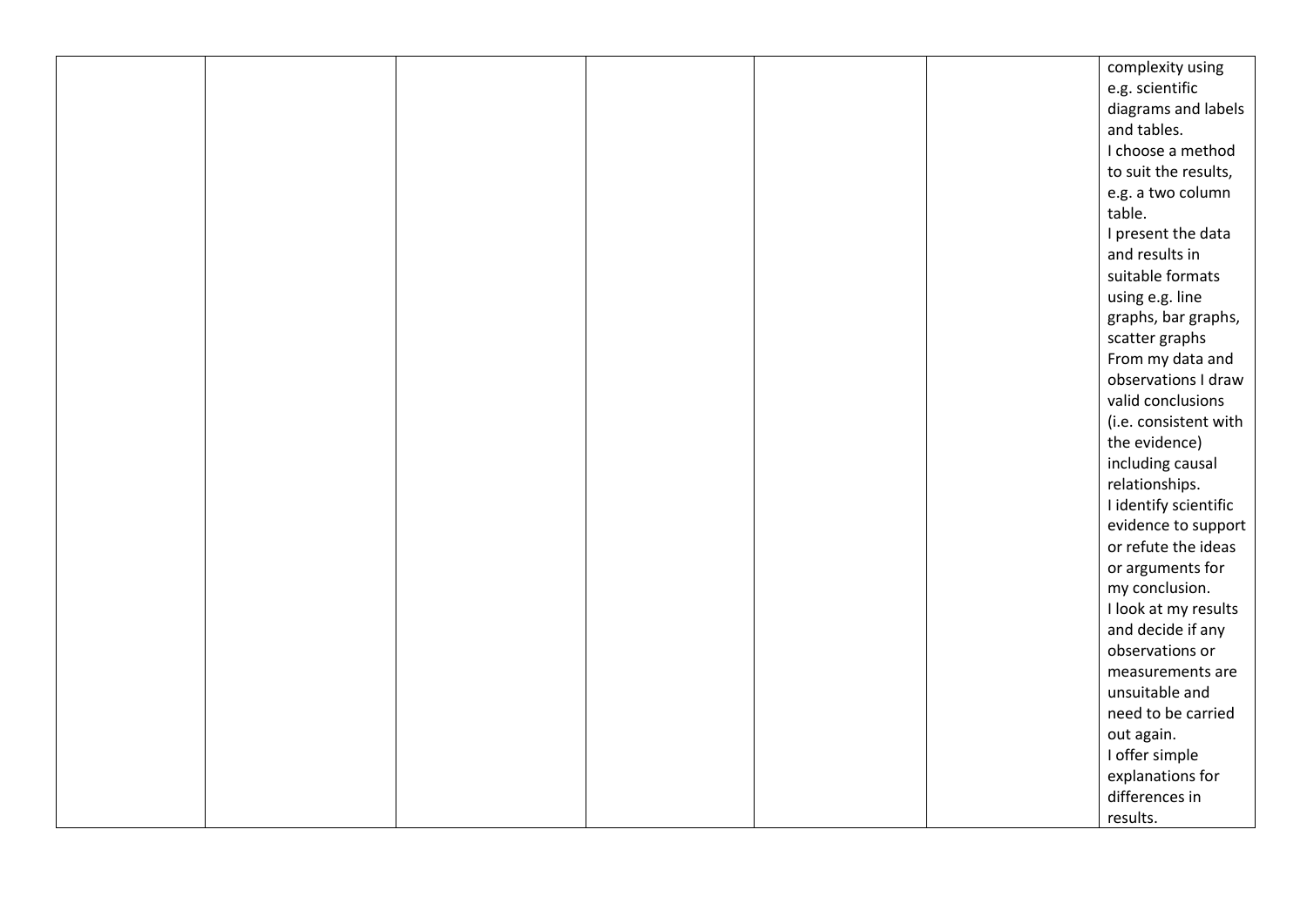|  |  |  |  |  |  |  |
|---|---|---|---|---|---|---|
|  |  |  |  |  |  | complexity using e.g. scientific diagrams and labels and tables.<br>I choose a method to suit the results, e.g. a two column table.<br>I present the data and results in suitable formats using e.g. line graphs, bar graphs, scatter graphs<br>From my data and observations I draw valid conclusions (i.e. consistent with the evidence) including causal relationships.<br>I identify scientific evidence to support or refute the ideas or arguments for my conclusion.<br>I look at my results and decide if any observations or measurements are unsuitable and need to be carried out again.<br>I offer simple explanations for differences in results. |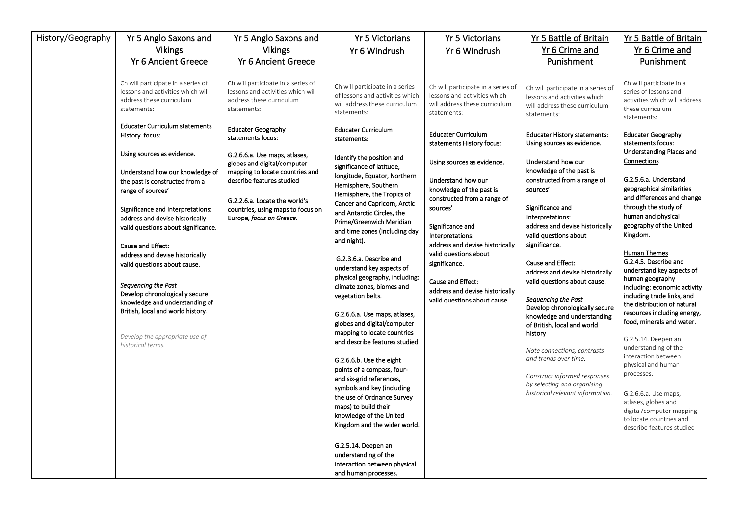| History/Geography | Yr 5 Anglo Saxons and Vikings<br>Yr 6 Ancient Greece | Yr 5 Anglo Saxons and Vikings<br>Yr 6 Ancient Greece | Yr 5 Victorians<br>Yr 6 Windrush | Yr 5 Victorians<br>Yr 6 Windrush | <u>Yr 5 Battle of Britain</u><br><u>Yr 6 Crime and Punishment</u> | <u>Yr 5 Battle of Britain</u><br><u>Yr 6 Crime and Punishment</u> |
|---|---|---|---|---|---|---|
| | Ch will participate in a series of lessons and activities which will address these curriculum statements:<br><br>Educater Curriculum statements History focus:<br><br>Using sources as evidence.<br><br>Understand how our knowledge of the past is constructed from a range of sources'<br><br>Significance and Interpretations: address and devise historically valid questions about significance.<br><br>Cause and Effect:<br>address and devise historically valid questions about cause.<br><br>*Sequencing the Past*<br>Develop chronologically secure knowledge and understanding of British, local and world history.<br><br>*Develop the appropriate use of historical terms.* | Ch will participate in a series of lessons and activities which will address these curriculum statements:<br><br>Educater Geography statements focus:<br><br>G.2.6.6.a. Use maps, atlases, globes and digital/computer mapping to locate countries and describe features studied<br><br>G.2.2.6.a. Locate the world's countries, using maps to focus on Europe, *focus on Greece.* | Ch will participate in a series of lessons and activities which will address these curriculum statements:<br><br>Educater Curriculum statements:<br><br>Identify the position and significance of latitude, longitude, Equator, Northern Hemisphere, Southern Hemisphere, the Tropics of Cancer and Capricorn, Arctic and Antarctic Circles, the Prime/Greenwich Meridian and time zones (including day and night).<br><br>G.2.3.6.a. Describe and understand key aspects of physical geography, including: climate zones, biomes and vegetation belts.<br><br>G.2.6.6.a. Use maps, atlases, globes and digital/computer mapping to locate countries and describe features studied<br><br>G.2.6.6.b. Use the eight points of a compass, four- and six-grid references, symbols and key (including the use of Ordnance Survey maps) to build their knowledge of the United Kingdom and the wider world.<br><br>G.2.5.14. Deepen an understanding of the interaction between physical and human processes. | Ch will participate in a series of lessons and activities which will address these curriculum statements:<br><br>Educater Curriculum statements History focus:<br><br>Using sources as evidence.<br><br>Understand how our knowledge of the past is constructed from a range of sources'<br><br>Significance and Interpretations:<br>address and devise historically valid questions about significance.<br><br>Cause and Effect:<br>address and devise historically valid questions about cause. | Ch will participate in a series of lessons and activities which will address these curriculum statements:<br><br>Educater History statements:<br>Using sources as evidence.<br><br>Understand how our knowledge of the past is constructed from a range of sources'<br><br>Significance and Interpretations:<br>address and devise historically valid questions about significance.<br><br>Cause and Effect:<br>address and devise historically valid questions about cause.<br><br>*Sequencing the Past*<br>Develop chronologically secure knowledge and understanding of British, local and world history<br><br>*Note connections, contrasts and trends over time.*<br><br>*Construct informed responses by selecting and organising historical relevant information.* | Ch will participate in a series of lessons and activities which will address these curriculum statements:<br><br>Educater Geography statements focus:<br><u>Understanding Places and Connections</u><br><br>G.2.5.6.a. Understand geographical similarities and differences and change through the study of human and physical geography of the United Kingdom.<br><br><u>Human Themes</u><br>G.2.4.5. Describe and understand key aspects of human geography including: economic activity including trade links, and the distribution of natural resources including energy, food, minerals and water.<br><br>G.2.5.14. Deepen an understanding of the interaction between physical and human processes.<br><br>G.2.6.6.a. Use maps, atlases, globes and digital/computer mapping to locate countries and describe features studied |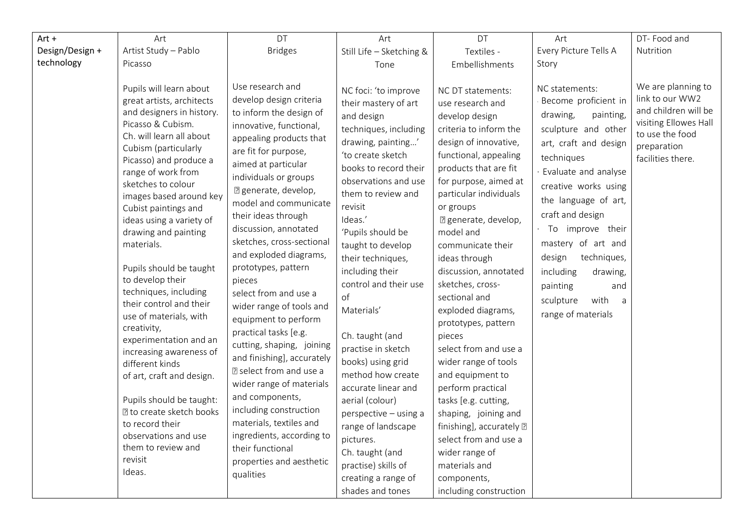| | | | | | | |
|---|---|---|---|---|---|---|
| Art + Design/Design + technology | Art<br>Artist Study – Pablo Picasso<br><br>Pupils will learn about great artists, architects and designers in history. Picasso & Cubism.<br>Ch. will learn all about Cubism (particularly Picasso) and produce a range of work from sketches to colour images based around key Cubist paintings and ideas using a variety of drawing and painting materials.<br><br>Pupils should be taught to develop their techniques, including their control and their use of materials, with creativity, experimentation and an increasing awareness of different kinds of art, craft and design.<br><br>Pupils should be taught:<br>▯ to create sketch books to record their observations and use them to review and revisit<br>Ideas. | DT<br>Bridges<br><br>Use research and develop design criteria to inform the design of innovative, functional, appealing products that are fit for purpose, aimed at particular individuals or groups<br>▯ generate, develop, model and communicate their ideas through discussion, annotated sketches, cross-sectional and exploded diagrams, prototypes, pattern pieces<br>select from and use a wider range of tools and equipment to perform practical tasks [e.g. cutting, shaping, joining and finishing], accurately<br>▯ select from and use a wider range of materials and components, including construction materials, textiles and ingredients, according to their functional properties and aesthetic qualities | Art<br>Still Life – Sketching & Tone<br><br>NC foci: 'to improve their mastery of art and design techniques, including drawing, painting…'<br>'to create sketch books to record their observations and use them to review and revisit<br>Ideas.'<br>'Pupils should be taught to develop their techniques, including their control and their use of<br>Materials'<br><br>Ch. taught (and practise in sketch books) using grid method how create accurate linear and aerial (colour) perspective – using a range of landscape pictures.<br>Ch. taught (and practise) skills of creating a range of shades and tones | DT<br>Textiles - Embellishments<br><br>NC DT statements: use research and develop design criteria to inform the design of innovative, functional, appealing products that are fit for purpose, aimed at particular individuals or groups<br>▯ generate, develop, model and communicate their ideas through discussion, annotated sketches, cross-sectional and exploded diagrams, prototypes, pattern pieces<br>select from and use a wider range of tools and equipment to perform practical tasks [e.g. cutting, shaping, joining and finishing], accurately ▯ select from and use a wider range of materials and components, including construction | Art<br>Every Picture Tells A Story<br><br>NC statements:<br>· Become proficient in drawing, painting, sculpture and other art, craft and design techniques<br>· Evaluate and analyse creative works using the language of art, craft and design<br>· To improve their mastery of art and design techniques, including drawing, painting and sculpture with a range of materials | DT- Food and Nutrition<br><br>We are planning to link to our WW2 and children will be visiting Ellowes Hall to use the food preparation facilities there. |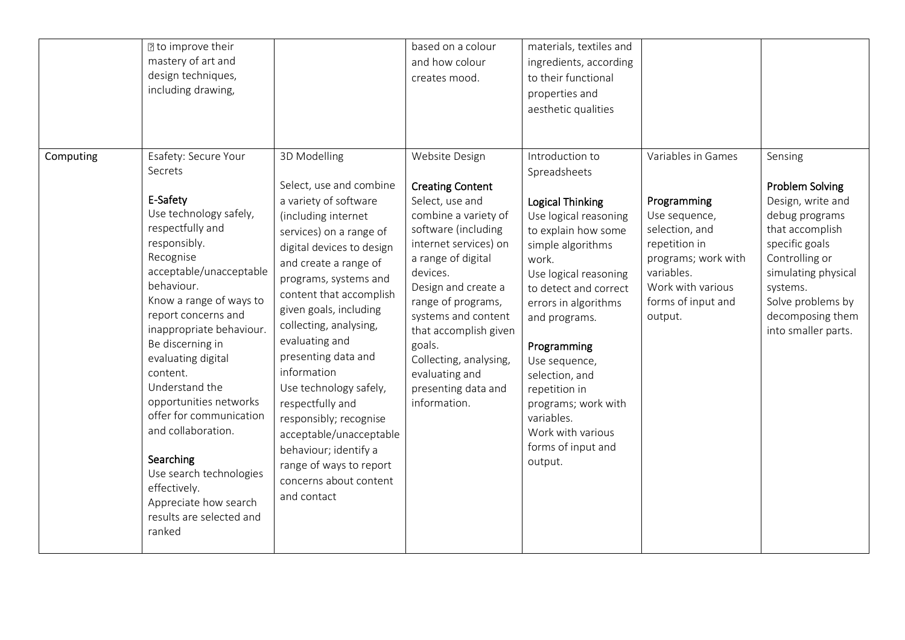| | | | | | | |
|---|---|---|---|---|---|---|
| | ▯ to improve their mastery of art and design techniques, including drawing, | | based on a colour and how colour creates mood. | materials, textiles and ingredients, according to their functional properties and aesthetic qualities | | |
| Computing | Esafety: Secure Your Secrets<br><br>**E-Safety**<br>Use technology safely, respectfully and responsibly.<br>Recognise acceptable/unacceptable behaviour.<br>Know a range of ways to report concerns and inappropriate behaviour.<br>Be discerning in evaluating digital content.<br>Understand the opportunities networks offer for communication and collaboration.<br><br>**Searching**<br>Use search technologies effectively.<br>Appreciate how search results are selected and ranked | 3D Modelling<br><br>Select, use and combine a variety of software (including internet services) on a range of digital devices to design and create a range of programs, systems and content that accomplish given goals, including collecting, analysing, evaluating and presenting data and information<br>Use technology safely, respectfully and responsibly; recognise acceptable/unacceptable behaviour; identify a range of ways to report concerns about content and contact | Website Design<br><br>**Creating Content**<br>Select, use and combine a variety of software (including internet services) on a range of digital devices.<br>Design and create a range of programs, systems and content that accomplish given goals.<br>Collecting, analysing, evaluating and presenting data and information. | Introduction to Spreadsheets<br><br>**Logical Thinking**<br>Use logical reasoning to explain how some simple algorithms work.<br>Use logical reasoning to detect and correct errors in algorithms and programs.<br><br>**Programming**<br>Use sequence, selection, and repetition in programs; work with variables.<br>Work with various forms of input and output. | Variables in Games<br><br>**Programming**<br>Use sequence, selection, and repetition in programs; work with variables.<br>Work with various forms of input and output. | Sensing<br><br>**Problem Solving**<br>Design, write and debug programs that accomplish specific goals<br>Controlling or simulating physical systems.<br>Solve problems by decomposing them into smaller parts. |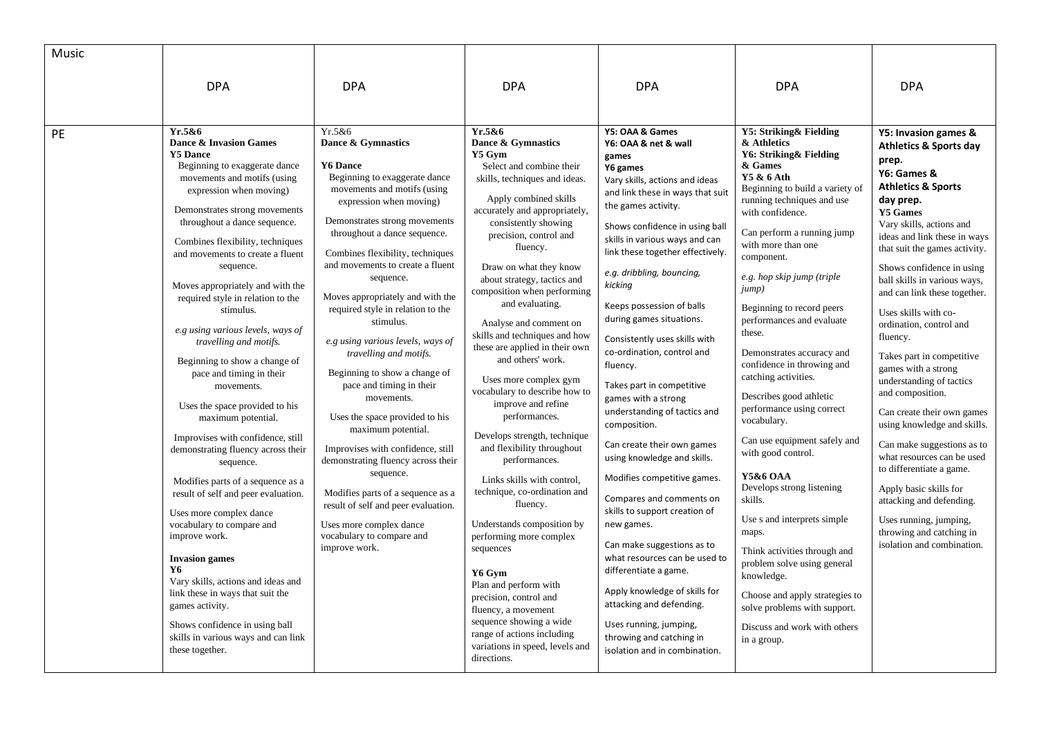| Music | DPA | DPA | DPA | DPA | DPA | DPA |
|---|---|---|---|---|---|---|
| PE | **Yr.5&6**<br>**Dance & Invasion Games**<br>**Y5 Dance**<br>Beginning to exaggerate dance movements and motifs (using expression when moving)<br><br>Demonstrates strong movements throughout a dance sequence.<br><br>Combines flexibility, techniques and movements to create a fluent sequence.<br><br>Moves appropriately and with the required style in relation to the stimulus.<br><br>*e.g using various levels, ways of travelling and motifs.*<br><br>Beginning to show a change of pace and timing in their movements.<br><br>Uses the space provided to his maximum potential.<br><br>Improvises with confidence, still demonstrating fluency across their sequence.<br><br>Modifies parts of a sequence as a result of self and peer evaluation.<br><br>Uses more complex dance vocabulary to compare and improve work.<br><br>**Invasion games**<br>**Y6**<br>Vary skills, actions and ideas and link these in ways that suit the games activity.<br><br>Shows confidence in using ball skills in various ways and can link these together. | Yr.5&6<br>**Dance & Gymnastics**<br><br>**Y6 Dance**<br>Beginning to exaggerate dance movements and motifs (using expression when moving)<br><br>Demonstrates strong movements throughout a dance sequence.<br><br>Combines flexibility, techniques and movements to create a fluent sequence.<br><br>Moves appropriately and with the required style in relation to the stimulus.<br><br>*e.g using various levels, ways of travelling and motifs.*<br><br>Beginning to show a change of pace and timing in their movements.<br><br>Uses the space provided to his maximum potential.<br><br>Improvises with confidence, still demonstrating fluency across their sequence.<br><br>Modifies parts of a sequence as a result of self and peer evaluation.<br><br>Uses more complex dance vocabulary to compare and improve work. | **Yr.5&6**<br>**Dance & Gymnastics**<br>**Y5 Gym**<br>Select and combine their skills, techniques and ideas.<br><br>Apply combined skills accurately and appropriately, consistently showing precision, control and fluency.<br><br>Draw on what they know about strategy, tactics and composition when performing and evaluating.<br><br>Analyse and comment on skills and techniques and how these are applied in their own and others' work.<br><br>Uses more complex gym vocabulary to describe how to improve and refine performances.<br><br>Develops strength, technique and flexibility throughout performances.<br><br>Links skills with control, technique, co-ordination and fluency.<br><br>Understands composition by performing more complex sequences<br><br>**Y6 Gym**<br>Plan and perform with precision, control and fluency, a movement sequence showing a wide range of actions including variations in speed, levels and directions. | **Y5: OAA & Games**<br>**Y6: OAA & net & wall games**<br>**Y6 games**<br>Vary skills, actions and ideas and link these in ways that suit the games activity.<br><br>Shows confidence in using ball skills in various ways and can link these together effectively.<br><br>*e.g. dribbling, bouncing, kicking*<br><br>Keeps possession of balls during games situations.<br><br>Consistently uses skills with co-ordination, control and fluency.<br><br>Takes part in competitive games with a strong understanding of tactics and composition.<br><br>Can create their own games using knowledge and skills.<br><br>Modifies competitive games.<br><br>Compares and comments on skills to support creation of new games.<br><br>Can make suggestions as to what resources can be used to differentiate a game.<br><br>Apply knowledge of skills for attacking and defending.<br><br>Uses running, jumping, throwing and catching in isolation and in combination. | **Y5: Striking& Fielding & Athletics**<br>**Y6: Striking& Fielding & Games**<br>**Y5 & 6 Ath**<br>Beginning to build a variety of running techniques and use with confidence.<br><br>Can perform a running jump with more than one component.<br><br>*e.g. hop skip jump (triple jump)*<br><br>Beginning to record peers performances and evaluate these.<br><br>Demonstrates accuracy and confidence in throwing and catching activities.<br><br>Describes good athletic performance using correct vocabulary.<br><br>Can use equipment safely and with good control.<br><br>**Y5&6 OAA**<br>Develops strong listening skills.<br><br>Use s and interprets simple maps.<br><br>Think activities through and problem solve using general knowledge.<br><br>Choose and apply strategies to solve problems with support.<br><br>Discuss and work with others in a group. | **Y5: Invasion games & Athletics & Sports day prep.**<br>**Y6: Games & Athletics & Sports day prep.**<br>**Y5 Games**<br>Vary skills, actions and ideas and link these in ways that suit the games activity.<br><br>Shows confidence in using ball skills in various ways, and can link these together.<br><br>Uses skills with co-ordination, control and fluency.<br><br>Takes part in competitive games with a strong understanding of tactics and composition.<br><br>Can create their own games using knowledge and skills.<br><br>Can make suggestions as to what resources can be used to differentiate a game.<br><br>Apply basic skills for attacking and defending.<br><br>Uses running, jumping, throwing and catching in isolation and combination. |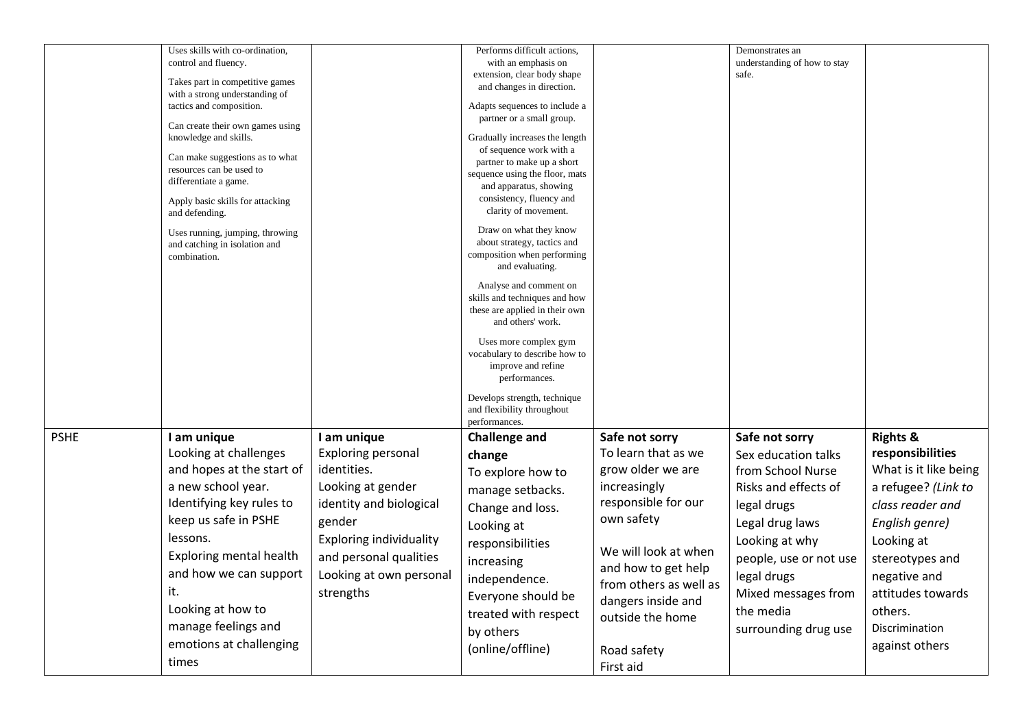|  |  |  |  |  |  |  |
|---|---|---|---|---|---|---|
|  | Uses skills with co-ordination, control and fluency.<br>Takes part in competitive games with a strong understanding of tactics and composition.<br>Can create their own games using knowledge and skills.<br>Can make suggestions as to what resources can be used to differentiate a game.<br>Apply basic skills for attacking and defending.<br>Uses running, jumping, throwing and catching in isolation and combination. |  | Performs difficult actions, with an emphasis on extension, clear body shape and changes in direction.<br>Adapts sequences to include a partner or a small group.<br>Gradually increases the length of sequence work with a partner to make up a short sequence using the floor, mats and apparatus, showing consistency, fluency and clarity of movement.<br>Draw on what they know about strategy, tactics and composition when performing and evaluating.<br>Analyse and comment on skills and techniques and how these are applied in their own and others' work.<br>Uses more complex gym vocabulary to describe how to improve and refine performances.<br>Develops strength, technique and flexibility throughout performances. |  | Demonstrates an understanding of how to stay safe. |  |
| PSHE | **I am unique**<br>Looking at challenges and hopes at the start of a new school year.<br>Identifying key rules to keep us safe in PSHE lessons.<br>Exploring mental health and how we can support it.<br>Looking at how to manage feelings and emotions at challenging times | **I am unique**<br>Exploring personal identities.<br>Looking at gender identity and biological gender<br>Exploring individuality and personal qualities<br>Looking at own personal strengths | **Challenge and change**<br>To explore how to manage setbacks.<br>Change and loss.<br>Looking at responsibilities increasing independence.<br>Everyone should be treated with respect by others (online/offline) | **Safe not sorry**<br>To learn that as we grow older we are increasingly responsible for our own safety<br><br>We will look at when and how to get help from others as well as dangers inside and outside the home<br><br>Road safety<br>First aid | **Safe not sorry**<br>Sex education talks from School Nurse<br>Risks and effects of legal drugs<br>Legal drug laws<br>Looking at why people, use or not use legal drugs<br>Mixed messages from the media surrounding drug use | **Rights & responsibilities**<br>What is it like being a refugee? *(Link to class reader and English genre)*<br>Looking at stereotypes and negative and attitudes towards others.<br>Discrimination against others |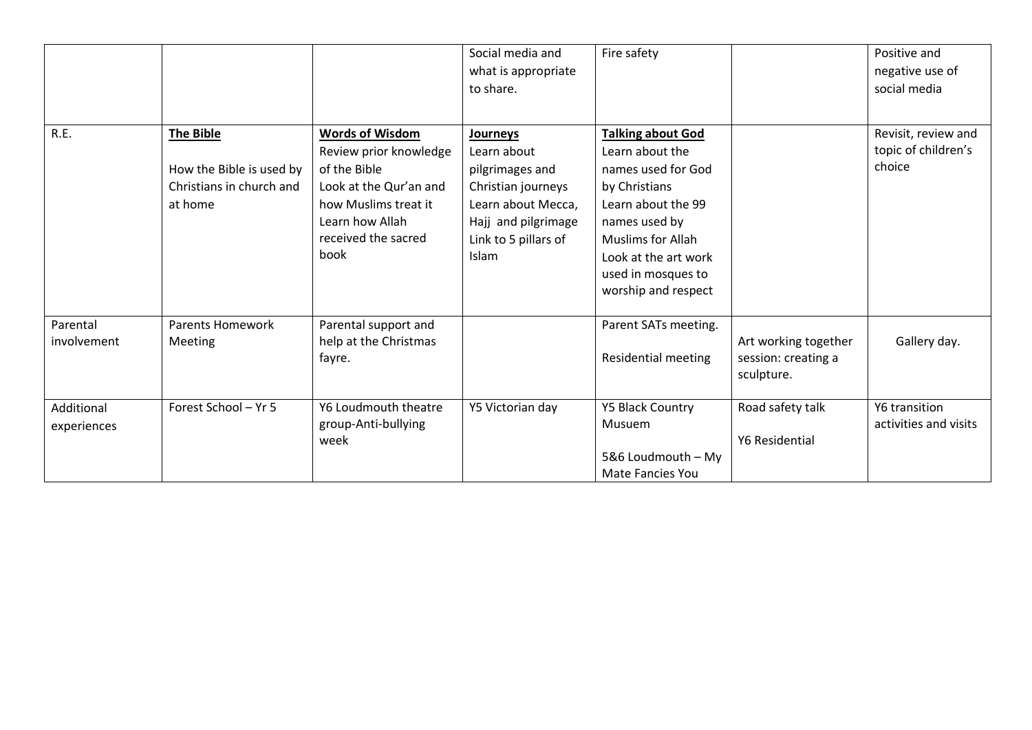| | | | | | | |
|---|---|---|---|---|---|---|
| | | | Social media and what is appropriate to share. | Fire safety | | Positive and negative use of social media |
| R.E. | **The Bible**<br><br>How the Bible is used by Christians in church and at home | **Words of Wisdom**<br>Review prior knowledge of the Bible<br>Look at the Qur'an and how Muslims treat it<br>Learn how Allah received the sacred book | **Journeys**<br>Learn about pilgrimages and Christian journeys<br>Learn about Mecca, Hajj and pilgrimage<br>Link to 5 pillars of Islam | **Talking about God**<br>Learn about the names used for God by Christians<br>Learn about the 99 names used by Muslims for Allah<br>Look at the art work used in mosques to worship and respect | | Revisit, review and topic of children's choice |
| Parental involvement | Parents Homework Meeting | Parental support and help at the Christmas fayre. | | Parent SATs meeting.<br><br>Residential meeting | Art working together session: creating a sculpture. | Gallery day. |
| Additional experiences | Forest School – Yr 5 | Y6 Loudmouth theatre group-Anti-bullying week | Y5 Victorian day | Y5 Black Country Musuem<br><br>5&6 Loudmouth – My Mate Fancies You | Road safety talk<br><br>Y6 Residential | Y6 transition activities and visits |